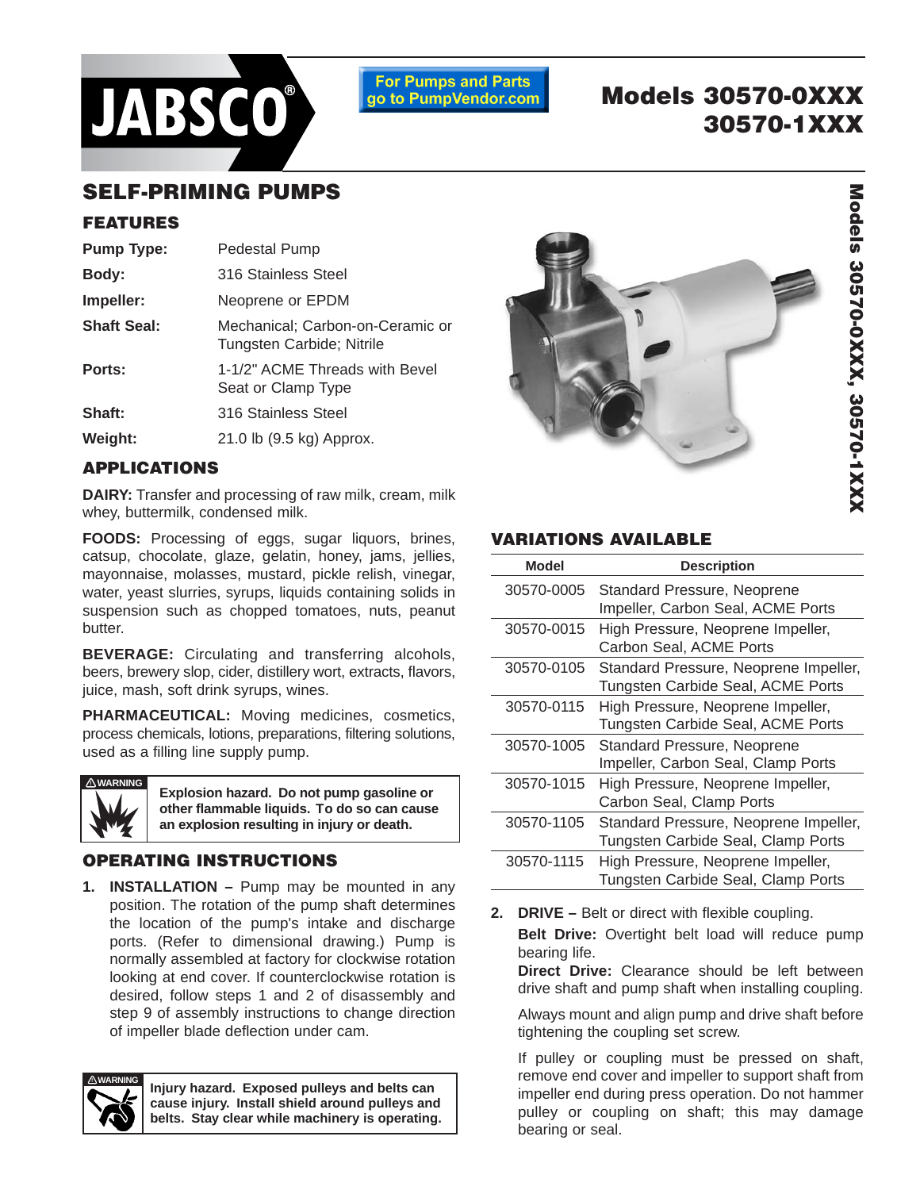# JABSCO®

For Pumps and Parts go to PumpVendor.com

# Models 30570-0XXX 30570-1XXX

## SELF-PRIMING PUMPS

### FEATURES

| | |
|---|---|
| **Pump Type:** | Pedestal Pump |
| **Body:** | 316 Stainless Steel |
| **Impeller:** | Neoprene or EPDM |
| **Shaft Seal:** | Mechanical; Carbon-on-Ceramic or Tungsten Carbide; Nitrile |
| **Ports:** | 1-1/2" ACME Threads with Bevel Seat or Clamp Type |
| **Shaft:** | 316 Stainless Steel |
| **Weight:** | 21.0 lb (9.5 kg) Approx. |

### APPLICATIONS

**DAIRY:** Transfer and processing of raw milk, cream, milk whey, buttermilk, condensed milk.

**FOODS:** Processing of eggs, sugar liquors, brines, catsup, chocolate, glaze, gelatin, honey, jams, jellies, mayonnaise, molasses, mustard, pickle relish, vinegar, water, yeast slurries, syrups, liquids containing solids in suspension such as chopped tomatoes, nuts, peanut butter.

**BEVERAGE:** Circulating and transferring alcohols, beers, brewery slop, cider, distillery wort, extracts, flavors, juice, mash, soft drink syrups, wines.

**PHARMACEUTICAL:** Moving medicines, cosmetics, process chemicals, lotions, preparations, filtering solutions, used as a filling line supply pump.

**⚠WARNING** **Explosion hazard. Do not pump gasoline or other flammable liquids. To do so can cause an explosion resulting in injury or death.**

### VARIATIONS AVAILABLE

| Model | Description |
|---|---|
| 30570-0005 | Standard Pressure, Neoprene Impeller, Carbon Seal, ACME Ports |
| 30570-0015 | High Pressure, Neoprene Impeller, Carbon Seal, ACME Ports |
| 30570-0105 | Standard Pressure, Neoprene Impeller, Tungsten Carbide Seal, ACME Ports |
| 30570-0115 | High Pressure, Neoprene Impeller, Tungsten Carbide Seal, ACME Ports |
| 30570-1005 | Standard Pressure, Neoprene Impeller, Carbon Seal, Clamp Ports |
| 30570-1015 | High Pressure, Neoprene Impeller, Carbon Seal, Clamp Ports |
| 30570-1105 | Standard Pressure, Neoprene Impeller, Tungsten Carbide Seal, Clamp Ports |
| 30570-1115 | High Pressure, Neoprene Impeller, Tungsten Carbide Seal, Clamp Ports |

### OPERATING INSTRUCTIONS

1. **INSTALLATION –** Pump may be mounted in any position. The rotation of the pump shaft determines the location of the pump's intake and discharge ports. (Refer to dimensional drawing.) Pump is normally assembled at factory for clockwise rotation looking at end cover. If counterclockwise rotation is desired, follow steps 1 and 2 of disassembly and step 9 of assembly instructions to change direction of impeller blade deflection under cam.

**⚠WARNING** **Injury hazard. Exposed pulleys and belts can cause injury. Install shield around pulleys and belts. Stay clear while machinery is operating.**

2. **DRIVE –** Belt or direct with flexible coupling.

   **Belt Drive:** Overtight belt load will reduce pump bearing life.

   **Direct Drive:** Clearance should be left between drive shaft and pump shaft when installing coupling.

   Always mount and align pump and drive shaft before tightening the coupling set screw.

   If pulley or coupling must be pressed on shaft, remove end cover and impeller to support shaft from impeller end during press operation. Do not hammer pulley or coupling on shaft; this may damage bearing or seal.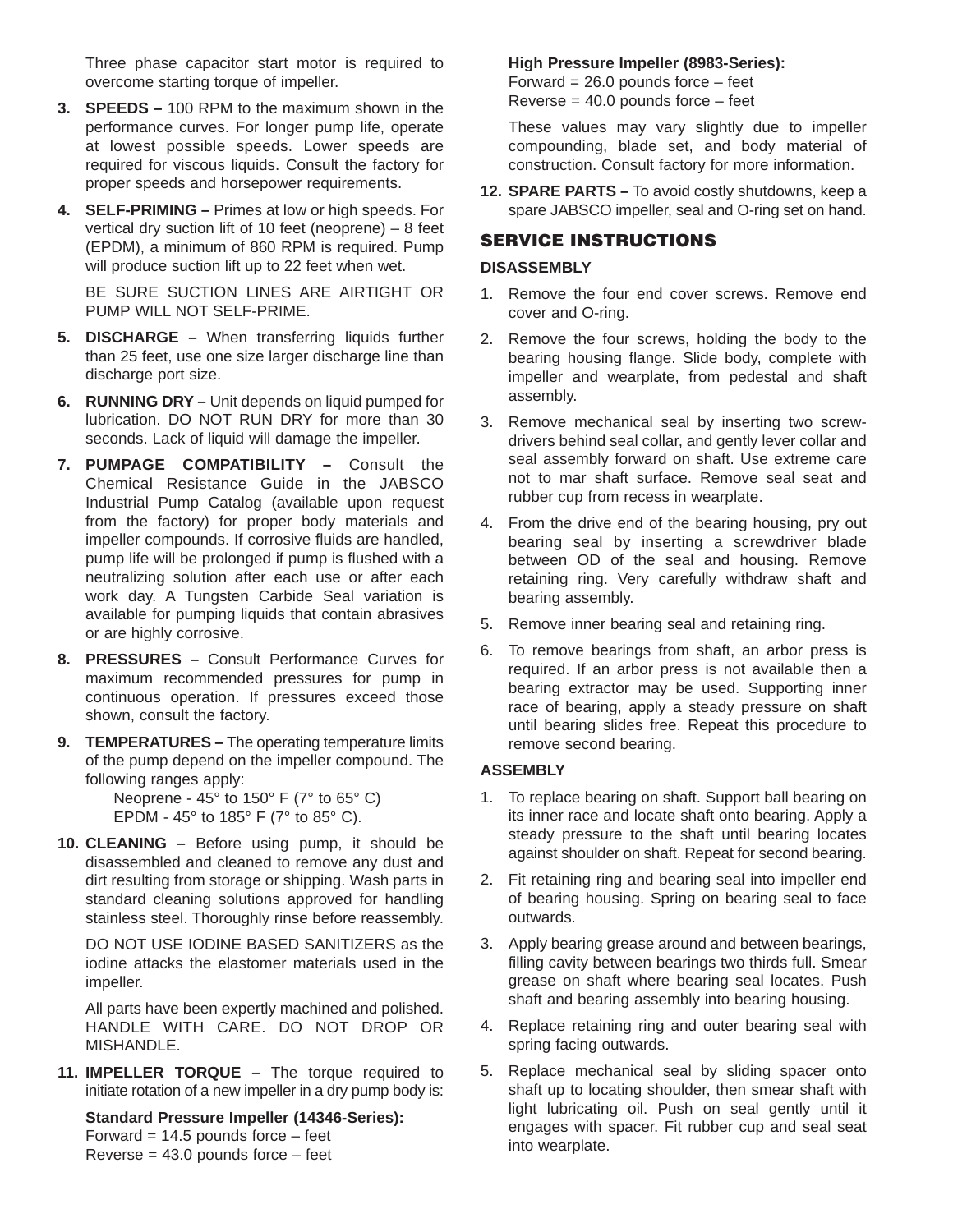Three phase capacitor start motor is required to overcome starting torque of impeller.

3. **SPEEDS –** 100 RPM to the maximum shown in the performance curves. For longer pump life, operate at lowest possible speeds. Lower speeds are required for viscous liquids. Consult the factory for proper speeds and horsepower requirements.

4. **SELF-PRIMING –** Primes at low or high speeds. For vertical dry suction lift of 10 feet (neoprene) – 8 feet (EPDM), a minimum of 860 RPM is required. Pump will produce suction lift up to 22 feet when wet.

   BE SURE SUCTION LINES ARE AIRTIGHT OR PUMP WILL NOT SELF-PRIME.

5. **DISCHARGE –** When transferring liquids further than 25 feet, use one size larger discharge line than discharge port size.

6. **RUNNING DRY –** Unit depends on liquid pumped for lubrication. DO NOT RUN DRY for more than 30 seconds. Lack of liquid will damage the impeller.

7. **PUMPAGE COMPATIBILITY –** Consult the Chemical Resistance Guide in the JABSCO Industrial Pump Catalog (available upon request from the factory) for proper body materials and impeller compounds. If corrosive fluids are handled, pump life will be prolonged if pump is flushed with a neutralizing solution after each use or after each work day. A Tungsten Carbide Seal variation is available for pumping liquids that contain abrasives or are highly corrosive.

8. **PRESSURES –** Consult Performance Curves for maximum recommended pressures for pump in continuous operation. If pressures exceed those shown, consult the factory.

9. **TEMPERATURES –** The operating temperature limits of the pump depend on the impeller compound. The following ranges apply:

   Neoprene - 45° to 150° F (7° to 65° C)
   EPDM - 45° to 185° F (7° to 85° C).

10. **CLEANING –** Before using pump, it should be disassembled and cleaned to remove any dust and dirt resulting from storage or shipping. Wash parts in standard cleaning solutions approved for handling stainless steel. Thoroughly rinse before reassembly.

    DO NOT USE IODINE BASED SANITIZERS as the iodine attacks the elastomer materials used in the impeller.

    All parts have been expertly machined and polished. HANDLE WITH CARE. DO NOT DROP OR MISHANDLE.

11. **IMPELLER TORQUE –** The torque required to initiate rotation of a new impeller in a dry pump body is:

    **Standard Pressure Impeller (14346-Series):**
    Forward = 14.5 pounds force – feet
    Reverse = 43.0 pounds force – feet

    **High Pressure Impeller (8983-Series):**
    Forward = 26.0 pounds force – feet
    Reverse = 40.0 pounds force – feet

    These values may vary slightly due to impeller compounding, blade set, and body material of construction. Consult factory for more information.

12. **SPARE PARTS –** To avoid costly shutdowns, keep a spare JABSCO impeller, seal and O-ring set on hand.

## SERVICE INSTRUCTIONS

### DISASSEMBLY

1. Remove the four end cover screws. Remove end cover and O-ring.
2. Remove the four screws, holding the body to the bearing housing flange. Slide body, complete with impeller and wearplate, from pedestal and shaft assembly.
3. Remove mechanical seal by inserting two screwdrivers behind seal collar, and gently lever collar and seal assembly forward on shaft. Use extreme care not to mar shaft surface. Remove seal seat and rubber cup from recess in wearplate.
4. From the drive end of the bearing housing, pry out bearing seal by inserting a screwdriver blade between OD of the seal and housing. Remove retaining ring. Very carefully withdraw shaft and bearing assembly.
5. Remove inner bearing seal and retaining ring.
6. To remove bearings from shaft, an arbor press is required. If an arbor press is not available then a bearing extractor may be used. Supporting inner race of bearing, apply a steady pressure on shaft until bearing slides free. Repeat this procedure to remove second bearing.

### ASSEMBLY

1. To replace bearing on shaft. Support ball bearing on its inner race and locate shaft onto bearing. Apply a steady pressure to the shaft until bearing locates against shoulder on shaft. Repeat for second bearing.
2. Fit retaining ring and bearing seal into impeller end of bearing housing. Spring on bearing seal to face outwards.
3. Apply bearing grease around and between bearings, filling cavity between bearings two thirds full. Smear grease on shaft where bearing seal locates. Push shaft and bearing assembly into bearing housing.
4. Replace retaining ring and outer bearing seal with spring facing outwards.
5. Replace mechanical seal by sliding spacer onto shaft up to locating shoulder, then smear shaft with light lubricating oil. Push on seal gently until it engages with spacer. Fit rubber cup and seal seat into wearplate.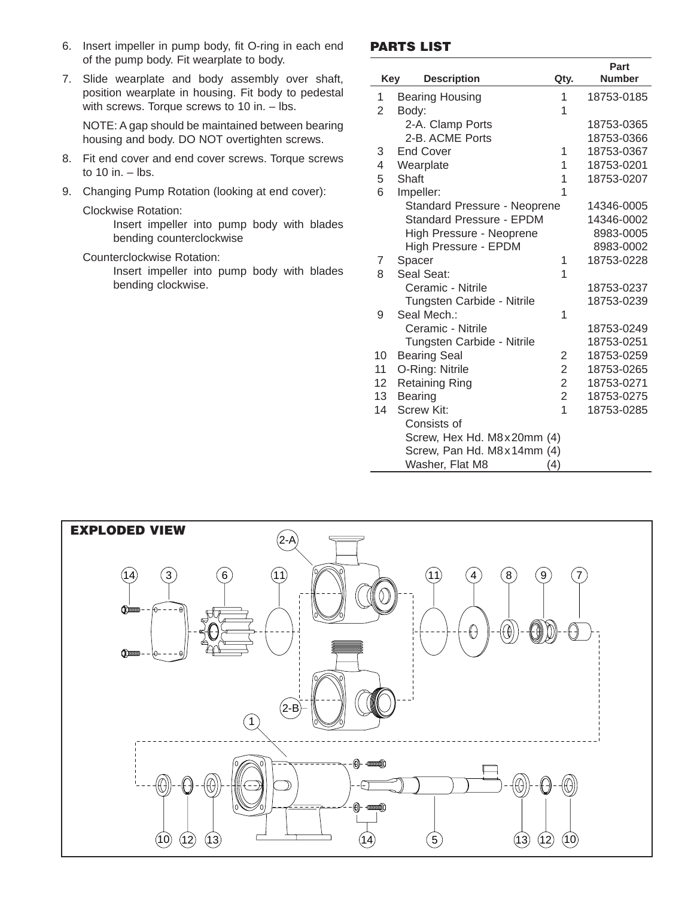6. Insert impeller in pump body, fit O-ring in each end of the pump body. Fit wearplate to body.
7. Slide wearplate and body assembly over shaft, position wearplate in housing. Fit body to pedestal with screws. Torque screws to 10 in. – lbs.

   NOTE: A gap should be maintained between bearing housing and body. DO NOT overtighten screws.
8. Fit end cover and end cover screws. Torque screws to 10 in. – lbs.
9. Changing Pump Rotation (looking at end cover):

   Clockwise Rotation:

   Insert impeller into pump body with blades bending counterclockwise

   Counterclockwise Rotation:

   Insert impeller into pump body with blades bending clockwise.

## PARTS LIST

| Key | Description | Qty. | Part Number |
|---|---|---|---|
| 1 | Bearing Housing | 1 | 18753-0185 |
| 2 | Body: | 1 | |
| | 2-A. Clamp Ports | | 18753-0365 |
| | 2-B. ACME Ports | | 18753-0366 |
| 3 | End Cover | 1 | 18753-0367 |
| 4 | Wearplate | 1 | 18753-0201 |
| 5 | Shaft | 1 | 18753-0207 |
| 6 | Impeller: | 1 | |
| | Standard Pressure - Neoprene | | 14346-0005 |
| | Standard Pressure - EPDM | | 14346-0002 |
| | High Pressure - Neoprene | | 8983-0005 |
| | High Pressure - EPDM | | 8983-0002 |
| 7 | Spacer | 1 | 18753-0228 |
| 8 | Seal Seat: | 1 | |
| | Ceramic - Nitrile | | 18753-0237 |
| | Tungsten Carbide - Nitrile | | 18753-0239 |
| 9 | Seal Mech.: | 1 | |
| | Ceramic - Nitrile | | 18753-0249 |
| | Tungsten Carbide - Nitrile | | 18753-0251 |
| 10 | Bearing Seal | 2 | 18753-0259 |
| 11 | O-Ring: Nitrile | 2 | 18753-0265 |
| 12 | Retaining Ring | 2 | 18753-0271 |
| 13 | Bearing | 2 | 18753-0275 |
| 14 | Screw Kit: | 1 | 18753-0285 |
| | Consists of | | |
| | Screw, Hex Hd. M8x20mm | (4) | |
| | Screw, Pan Hd. M8x14mm | (4) | |
| | Washer, Flat M8 | (4) | |

## EXPLODED VIEW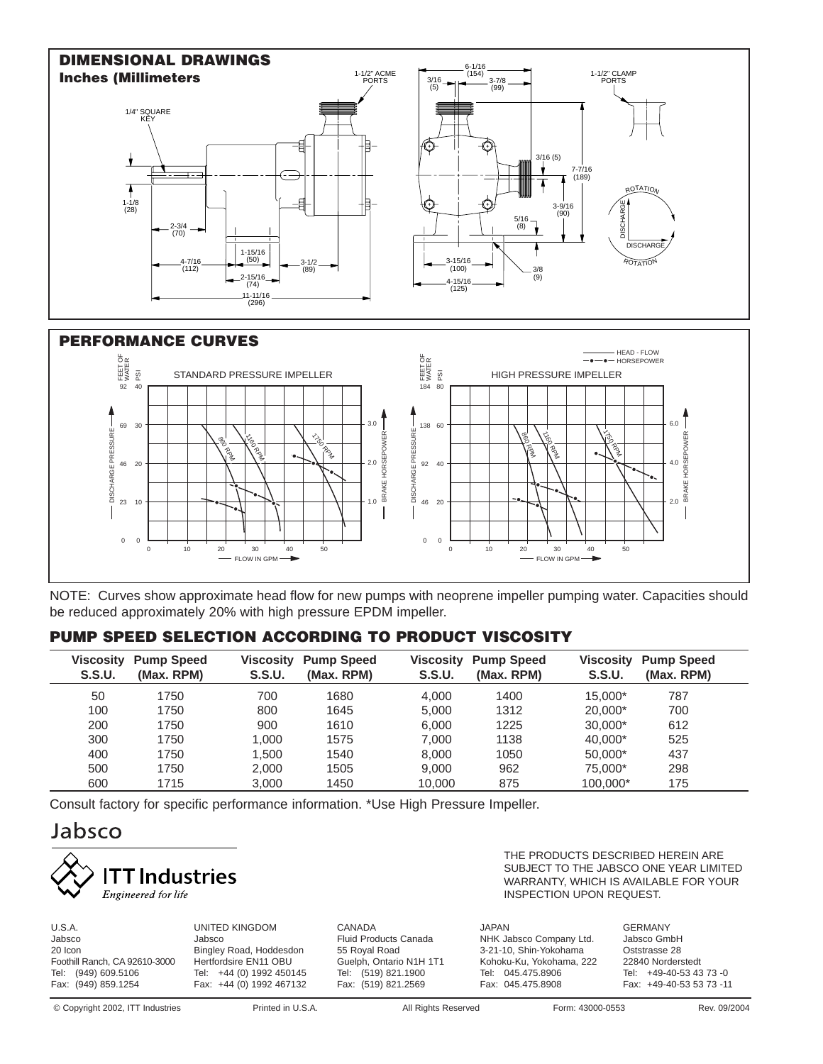## DIMENSIONAL DRAWINGS
### Inches (Millimeters)

1/4" SQUARE KEY

1-1/2" ACME PORTS

1-1/8 (28)

2-3/4 (70)

1-15/16 (50)

4-7/16 (112)

3-1/2 (89)

2-15/16 (74)

11-11/16 (296)

6-1/16 (154)

3/16 (5)

3-7/8 (99)

1-1/2" CLAMP PORTS

3/16 (5)

7-7/16 (189)

3-9/16 (90)

5/16 (8)

3-15/16 (100)

3/8 (9)

4-15/16 (125)

ROTATION

DISCHARGE

DISCHARGE

ROTATION

## PERFORMANCE CURVES

HEAD - FLOW

HORSEPOWER

STANDARD PRESSURE IMPELLER

FEET OF WATER

PSI

92 40

69 30

46 20

23 10

0 0

DISCHARGE PRESSURE

860 RPM

1160 RPM

1750 RPM

3.0

2.0

1.0

BRAKE HORSEPOWER

0 10 20 30 40 50

FLOW IN GPM

HIGH PRESSURE IMPELLER

FEET OF WATER

PSI

184 80

138 60

92 40

46 20

0 0

DISCHARGE PRESSURE

860 RPM

1160 RPM

1750 RPM

6.0

4.0

2.0

BRAKE HORSEPOWER

0 10 20 30 40 50

FLOW IN GPM

NOTE: Curves show approximate head flow for new pumps with neoprene impeller pumping water. Capacities should be reduced approximately 20% with high pressure EPDM impeller.

## PUMP SPEED SELECTION ACCORDING TO PRODUCT VISCOSITY

| Viscosity S.S.U. | Pump Speed (Max. RPM) | Viscosity S.S.U. | Pump Speed (Max. RPM) | Viscosity S.S.U. | Pump Speed (Max. RPM) | Viscosity S.S.U. | Pump Speed (Max. RPM) |
|---|---|---|---|---|---|---|---|
| 50 | 1750 | 700 | 1680 | 4,000 | 1400 | 15,000* | 787 |
| 100 | 1750 | 800 | 1645 | 5,000 | 1312 | 20,000* | 700 |
| 200 | 1750 | 900 | 1610 | 6,000 | 1225 | 30,000* | 612 |
| 300 | 1750 | 1,000 | 1575 | 7,000 | 1138 | 40,000* | 525 |
| 400 | 1750 | 1,500 | 1540 | 8,000 | 1050 | 50,000* | 437 |
| 500 | 1750 | 2,000 | 1505 | 9,000 | 962 | 75,000* | 298 |
| 600 | 1715 | 3,000 | 1450 | 10,000 | 875 | 100,000* | 175 |

Consult factory for specific performance information. *Use High Pressure Impeller.

Jabsco

ITT Industries
*Engineered for life*

THE PRODUCTS DESCRIBED HEREIN ARE SUBJECT TO THE JABSCO ONE YEAR LIMITED WARRANTY, WHICH IS AVAILABLE FOR YOUR INSPECTION UPON REQUEST.

U.S.A.
Jabsco
20 Icon
Foothill Ranch, CA 92610-3000
Tel: (949) 609.5106
Fax: (949) 859.1254

UNITED KINGDOM
Jabsco
Bingley Road, Hoddesdon
Hertfordsire EN11 OBU
Tel: +44 (0) 1992 450145
Fax: +44 (0) 1992 467132

CANADA
Fluid Products Canada
55 Royal Road
Guelph, Ontario N1H 1T1
Tel: (519) 821.1900
Fax: (519) 821.2569

JAPAN
NHK Jabsco Company Ltd.
3-21-10, Shin-Yokohama
Kohoku-Ku, Yokohama, 222
Tel: 045.475.8906
Fax: 045.475.8908

GERMANY
Jabsco GmbH
Oststrasse 28
22840 Norderstedt
Tel: +49-40-53 43 73 -0
Fax: +49-40-53 53 73 -11

© Copyright 2002, ITT Industries    Printed in U.S.A.    All Rights Reserved    Form: 43000-0553    Rev. 09/2004